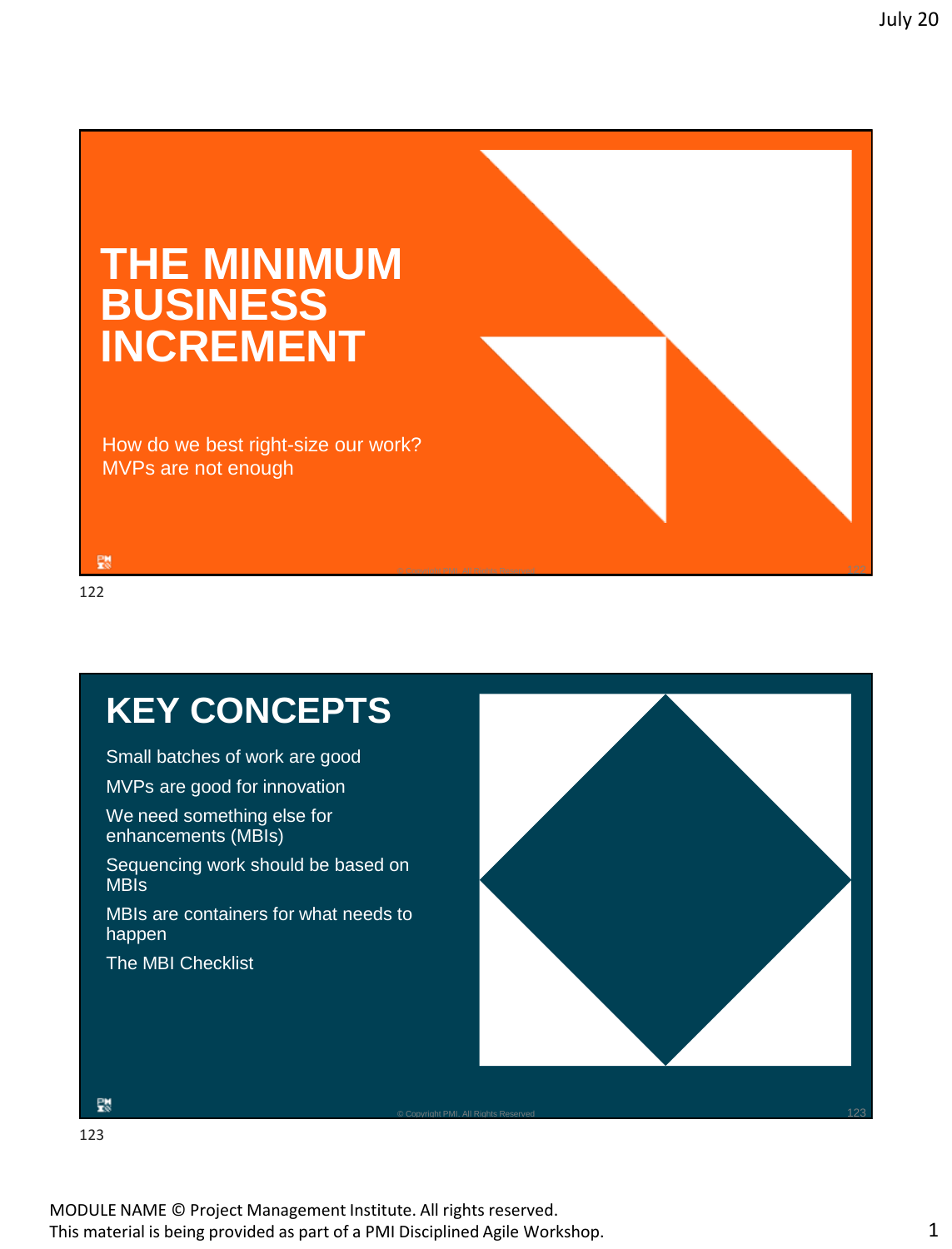# THE MINIMUM BUSINESS INCREMENT

How do we best right-size our work?
MVPs are not enough

122

## KEY CONCEPTS

- Small batches of work are good
- MVPs are good for innovation
- We need something else for enhancements (MBIs)
- Sequencing work should be based on MBIs
- MBIs are containers for what needs to happen
- The MBI Checklist

© Copyright PMI. All Rights Reserved

123

MODULE NAME © Project Management Institute. All rights reserved.
This material is being provided as part of a PMI Disciplined Agile Workshop.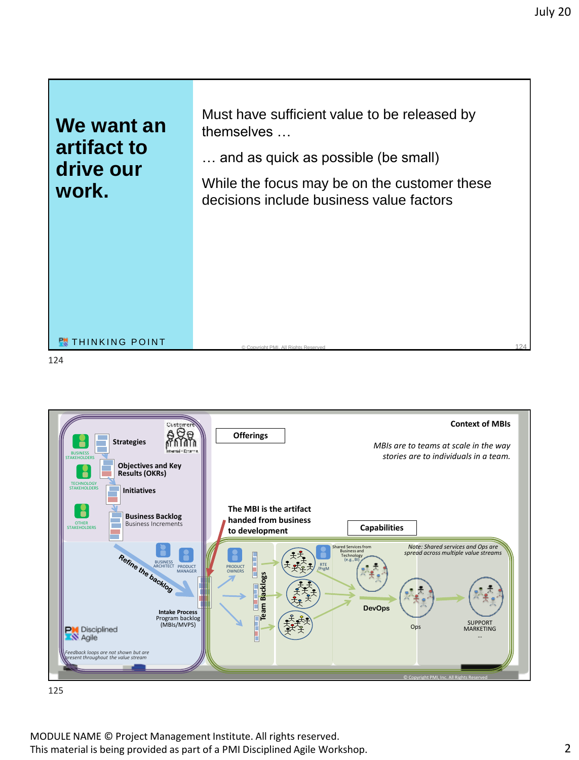## We want an artifact to drive our work.

THINKING POINT

Must have sufficient value to be released by themselves …

… and as quick as possible (be small)

While the focus may be on the customer these decisions include business value factors

© Copyright PMI, All Rights Reserved

124

**Context of MBIs**

*MBIs are to teams at scale in the way stories are to individuals in a team.*

Customers (Internal / External)

BUSINESS STAKEHOLDERS

TECHNOLOGY STAKEHOLDERS

OTHER STAKEHOLDERS

**Strategies**

**Objectives and Key Results (OKRs)**

**Initiatives**

**Business Backlog**
Business Increments

**Offerings**

**The MBI is the artifact handed from business to development**

**Capabilities**

Refine the backlog

BUSINESS ARCHITECT

PRODUCT MANAGER

**Intake Process**
Program backlog (MBIs/MVPS)

PRODUCT OWNERS

**Team Backlogs**

RTE /PrgM

Shared Services from Business and Technology (e.g., BI)

*Note: Shared services and Ops are spread across multiple value streams*

**DevOps**

Ops

SUPPORT MARKETING …

Disciplined Agile

*Feedback loops are not shown but are present throughout the value stream*

© Copyright PMI, Inc. All Rights Reserved

125

MODULE NAME © Project Management Institute. All rights reserved.
This material is being provided as part of a PMI Disciplined Agile Workshop.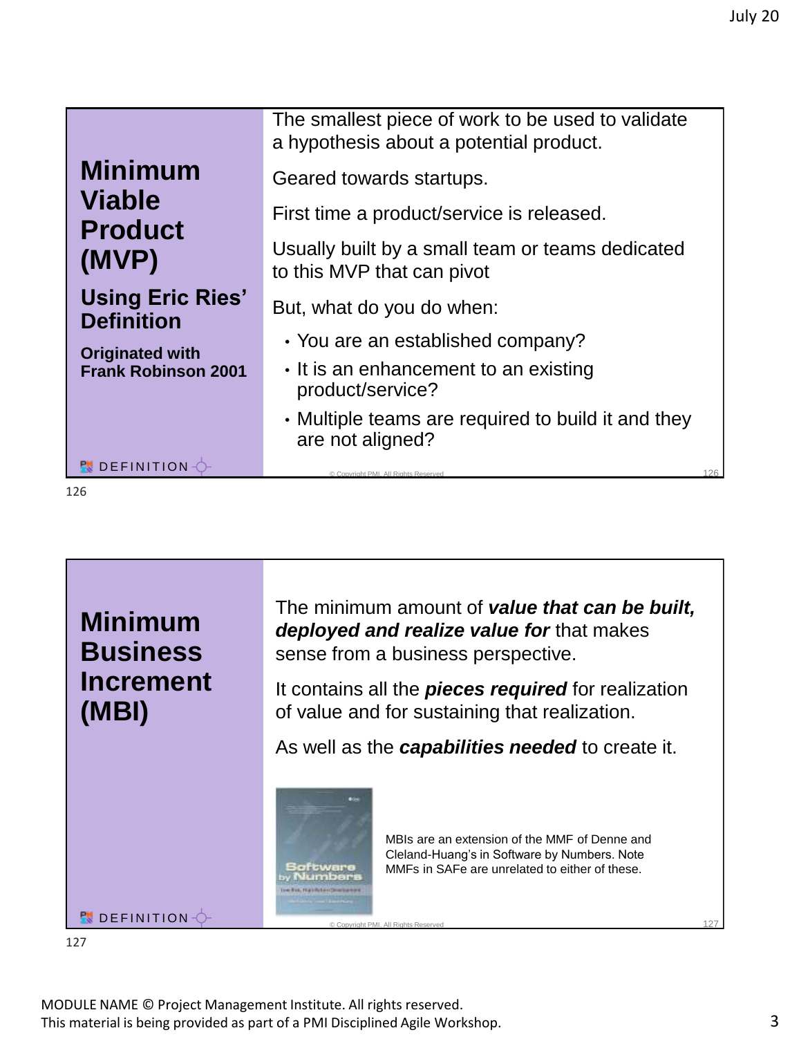## Minimum Viable Product (MVP)

### Using Eric Ries' Definition

**Originated with Frank Robinson 2001**

The smallest piece of work to be used to validate a hypothesis about a potential product.

Geared towards startups.

First time a product/service is released.

Usually built by a small team or teams dedicated to this MVP that can pivot

But, what do you do when:

- You are an established company?
- It is an enhancement to an existing product/service?
- Multiple teams are required to build it and they are not aligned?

DEFINITION

© Copyright PMI. All Rights Reserved

## Minimum Business Increment (MBI)

The minimum amount of ***value that can be built, deployed and realize value for*** that makes sense from a business perspective.

It contains all the ***pieces required*** for realization of value and for sustaining that realization.

As well as the ***capabilities needed*** to create it.

MBIs are an extension of the MMF of Denne and Cleland-Huang's in Software by Numbers. Note MMFs in SAFe are unrelated to either of these.

DEFINITION

© Copyright PMI. All Rights Reserved

MODULE NAME © Project Management Institute. All rights reserved.
This material is being provided as part of a PMI Disciplined Agile Workshop.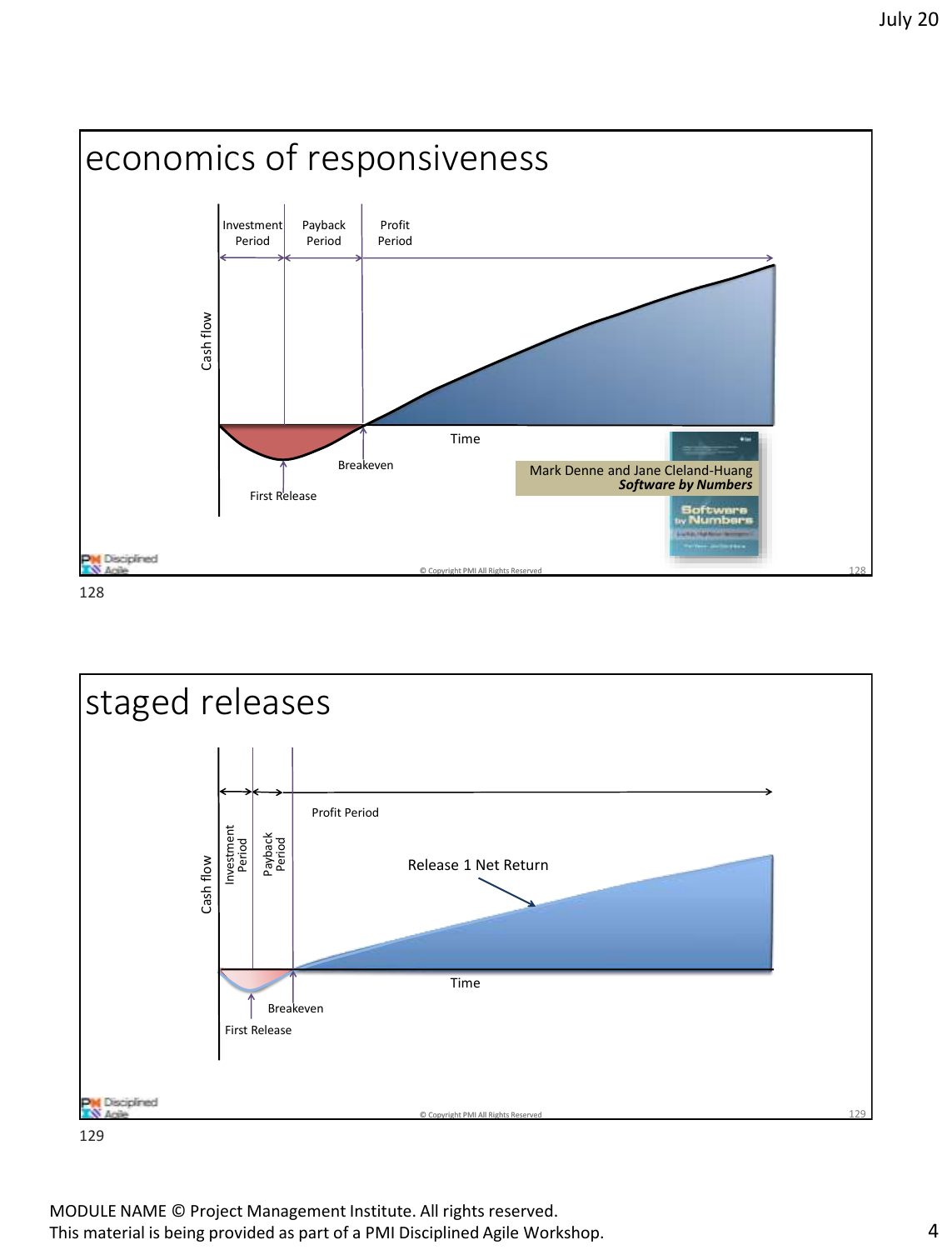## economics of responsiveness

Investment Period | Payback Period | Profit Period

Cash flow

Time

Breakeven

First Release

Mark Denne and Jane Cleland-Huang
***Software by Numbers***

© Copyright PMI All Rights Reserved

128

## staged releases

Investment Period | Payback Period | Profit Period

Cash flow

Release 1 Net Return

Time

Breakeven

First Release

© Copyright PMI All Rights Reserved

129

MODULE NAME © Project Management Institute. All rights reserved.
This material is being provided as part of a PMI Disciplined Agile Workshop.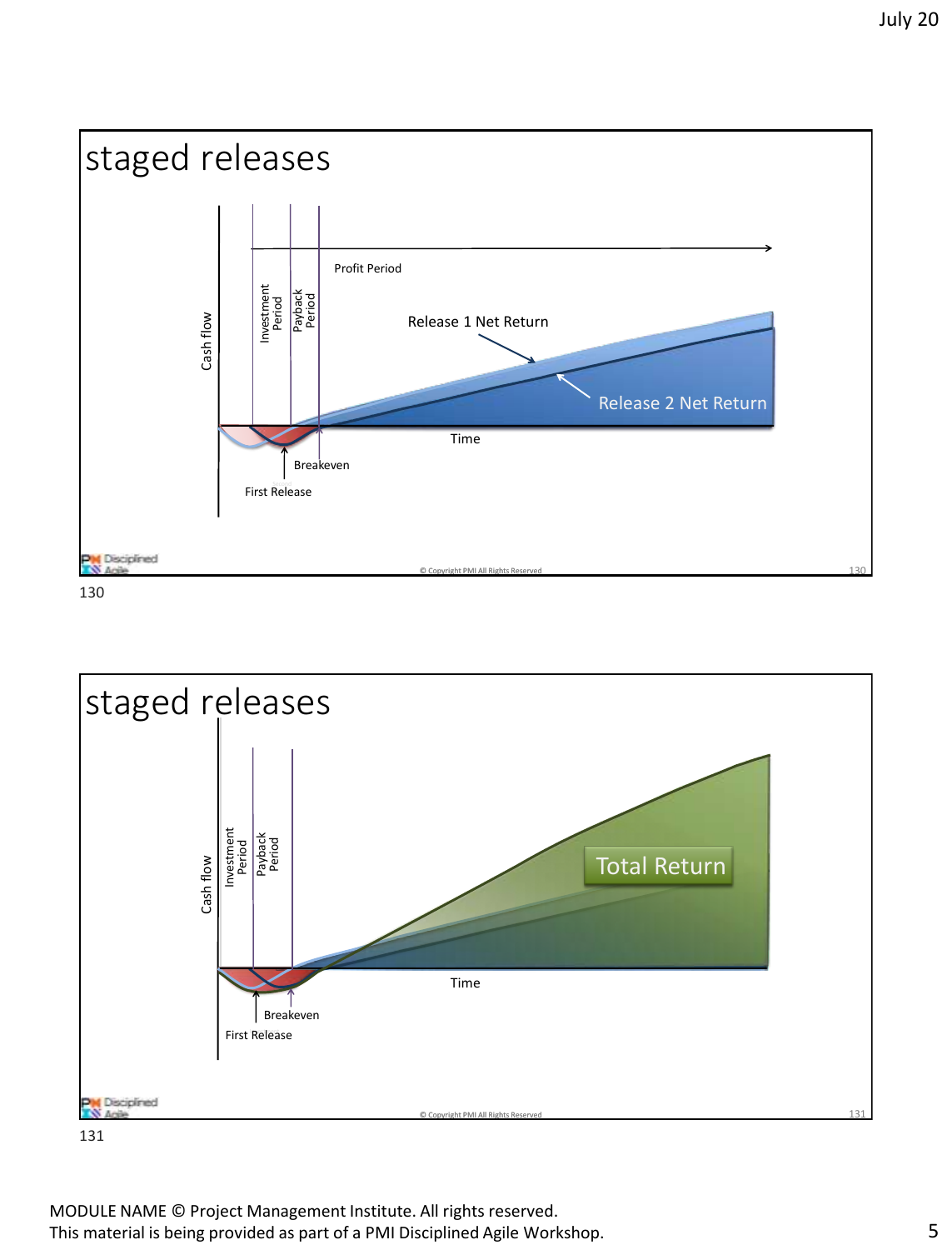## staged releases

Profit Period

Investment Period

Payback Period

Cash flow

Release 1 Net Return

Release 2 Net Return

Time

Breakeven

First Release

## staged releases

Investment Period

Payback Period

Cash flow

Total Return

Time

Breakeven

First Release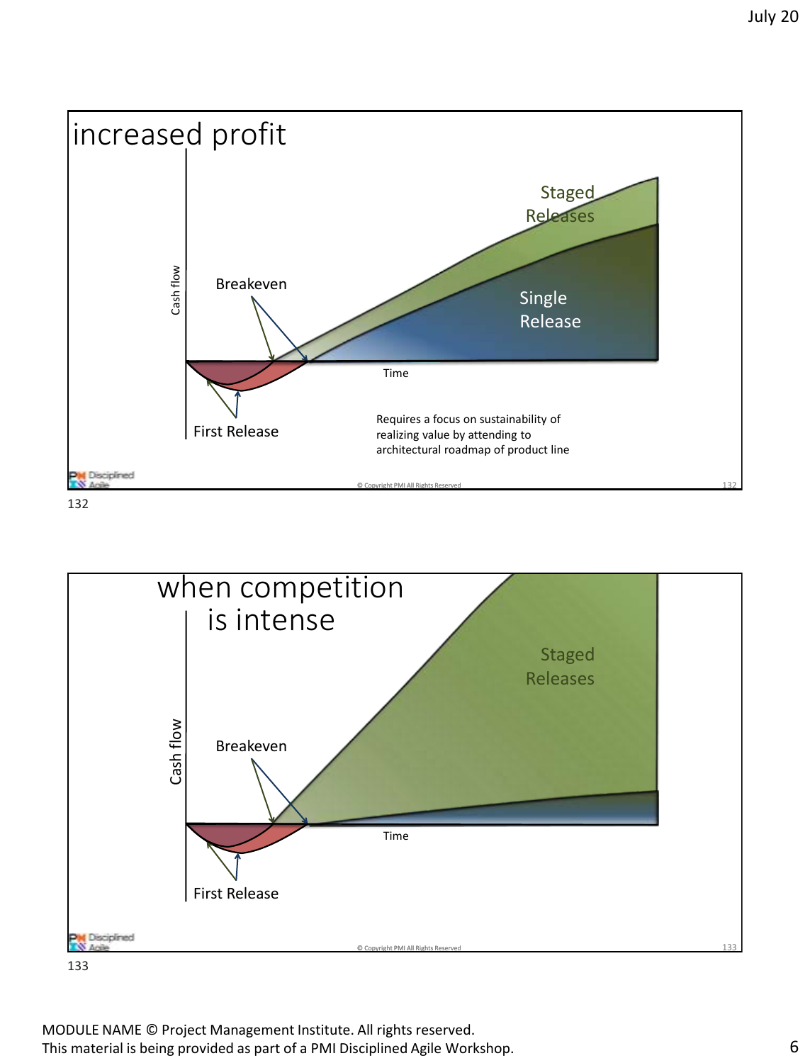## increased profit

Cash flow

Breakeven

Staged Releases

Single Release

Time

First Release

Requires a focus on sustainability of realizing value by attending to architectural roadmap of product line

© Copyright PMI All Rights Reserved

## when competition is intense

Cash flow

Breakeven

Staged Releases

Time

First Release

© Copyright PMI All Rights Reserved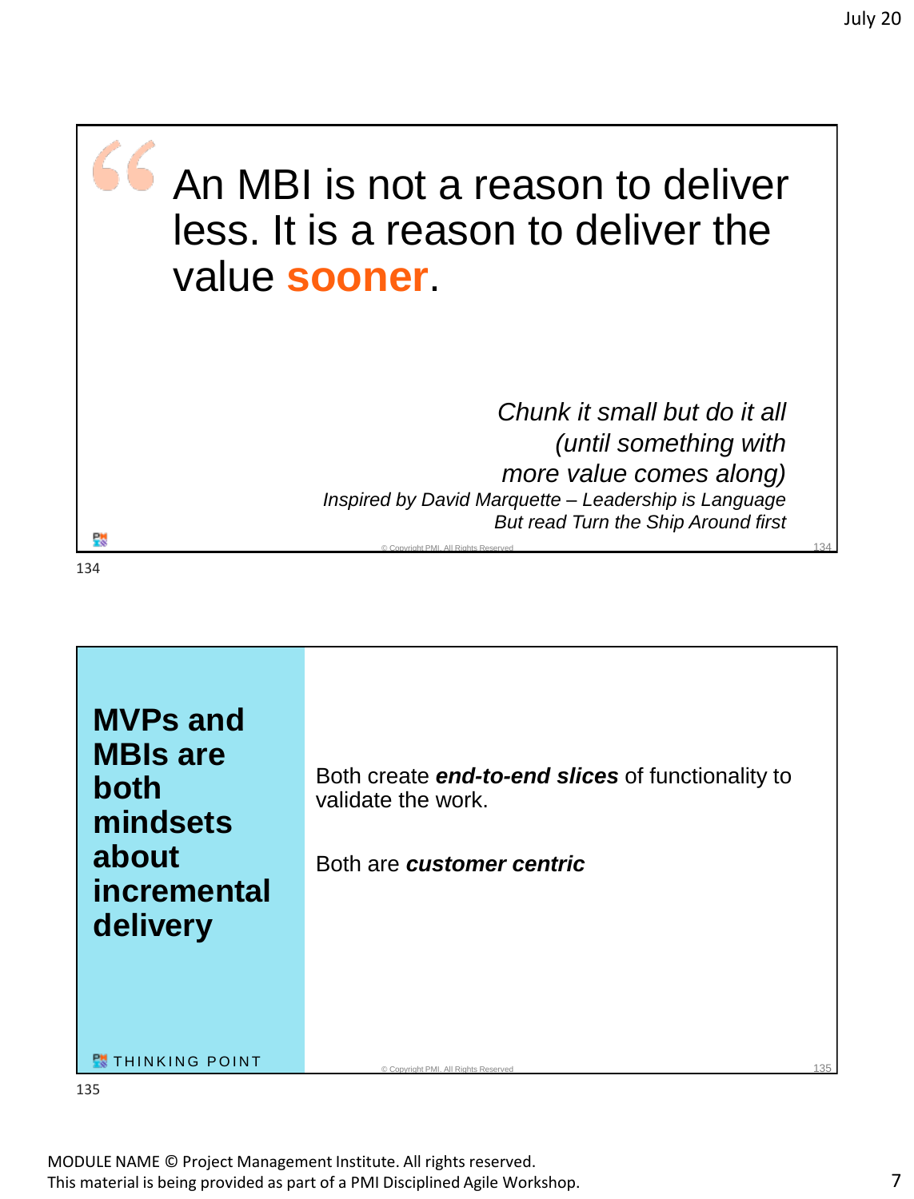> An MBI is not a reason to deliver less. It is a reason to deliver the value **sooner**.

*Chunk it small but do it all (until something with more value comes along)*

*Inspired by David Marquette – Leadership is Language*

*But read Turn the Ship Around first*

© Copyright PMI. All Rights Reserved

134

---

## MVPs and MBIs are both mindsets about incremental delivery

Both create ***end-to-end slices*** of functionality to validate the work.

Both are ***customer centric***

THINKING POINT

© Copyright PMI. All Rights Reserved

135

MODULE NAME © Project Management Institute. All rights reserved.
This material is being provided as part of a PMI Disciplined Agile Workshop.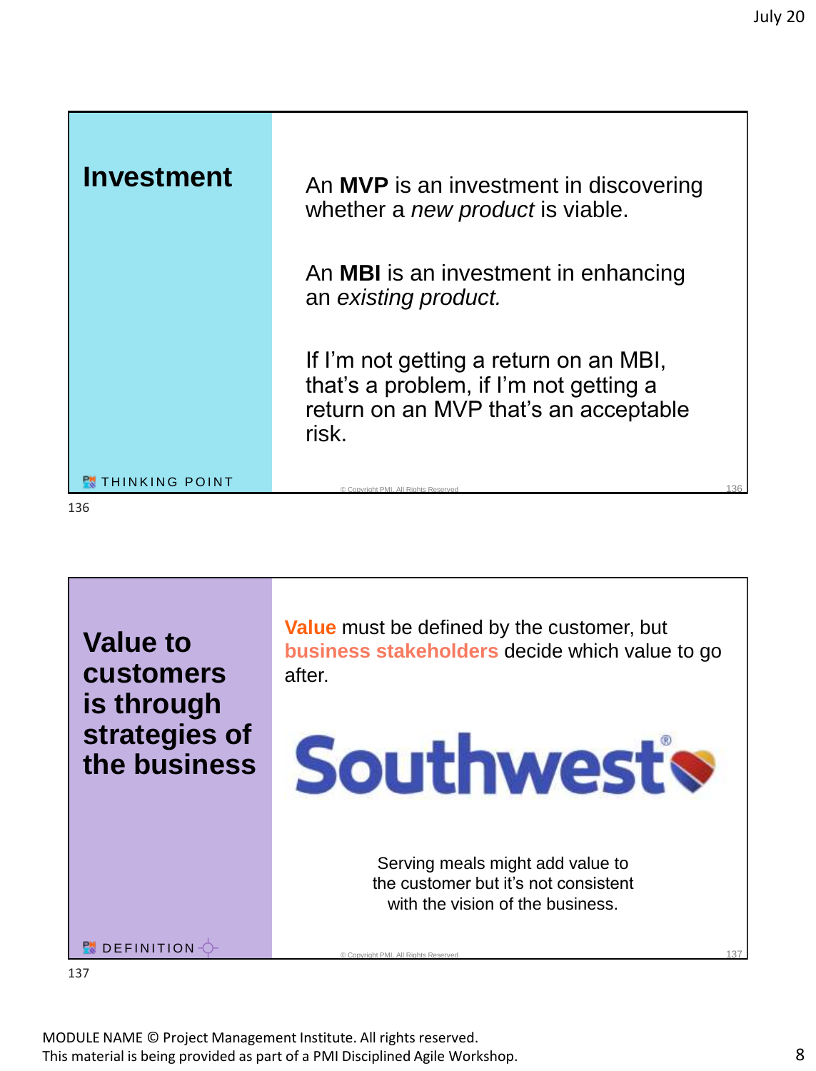## Investment

An **MVP** is an investment in discovering whether a *new product* is viable.

An **MBI** is an investment in enhancing an *existing product.*

If I'm not getting a return on an MBI, that's a problem, if I'm not getting a return on an MVP that's an acceptable risk.

THINKING POINT

© Copyright PMI. All Rights Reserved

136

## Value to customers is through strategies of the business

**Value** must be defined by the customer, but **business stakeholders** decide which value to go after.

Southwest®

Serving meals might add value to the customer but it's not consistent with the vision of the business.

DEFINITION

© Copyright PMI. All Rights Reserved

137

MODULE NAME © Project Management Institute. All rights reserved.
This material is being provided as part of a PMI Disciplined Agile Workshop.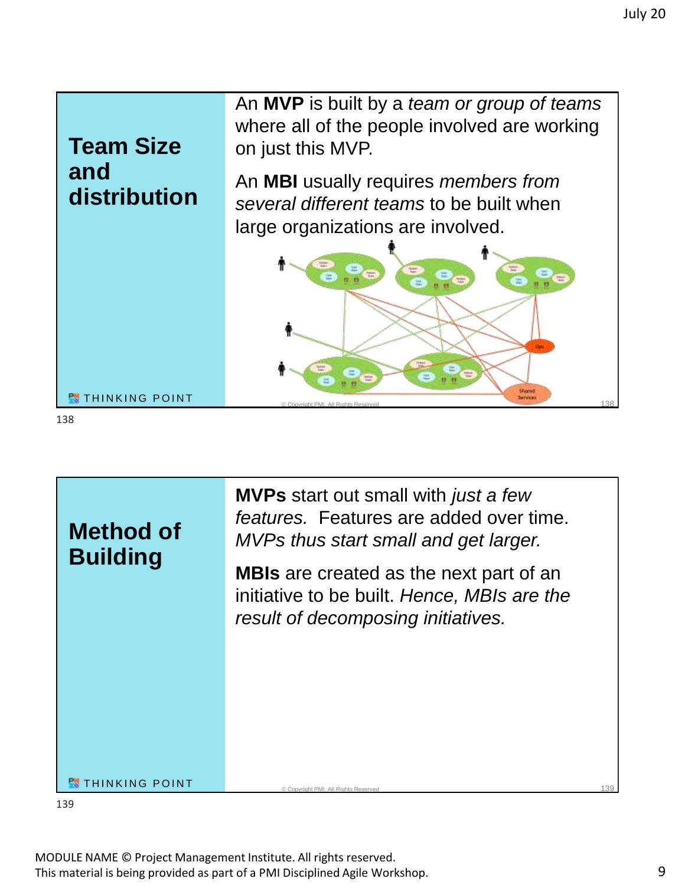## Team Size and distribution

An **MVP** is built by a *team or group of teams* where all of the people involved are working on just this MVP.

An **MBI** usually requires *members from several different teams* to be built when large organizations are involved.

THINKING POINT

© Copyright PMI. All Rights Reserved

138

## Method of Building

**MVPs** start out small with *just a few features.* Features are added over time. *MVPs thus start small and get larger.*

**MBIs** are created as the next part of an initiative to be built. *Hence, MBIs are the result of decomposing initiatives.*

THINKING POINT

© Copyright PMI. All Rights Reserved

139

MODULE NAME © Project Management Institute. All rights reserved.
This material is being provided as part of a PMI Disciplined Agile Workshop.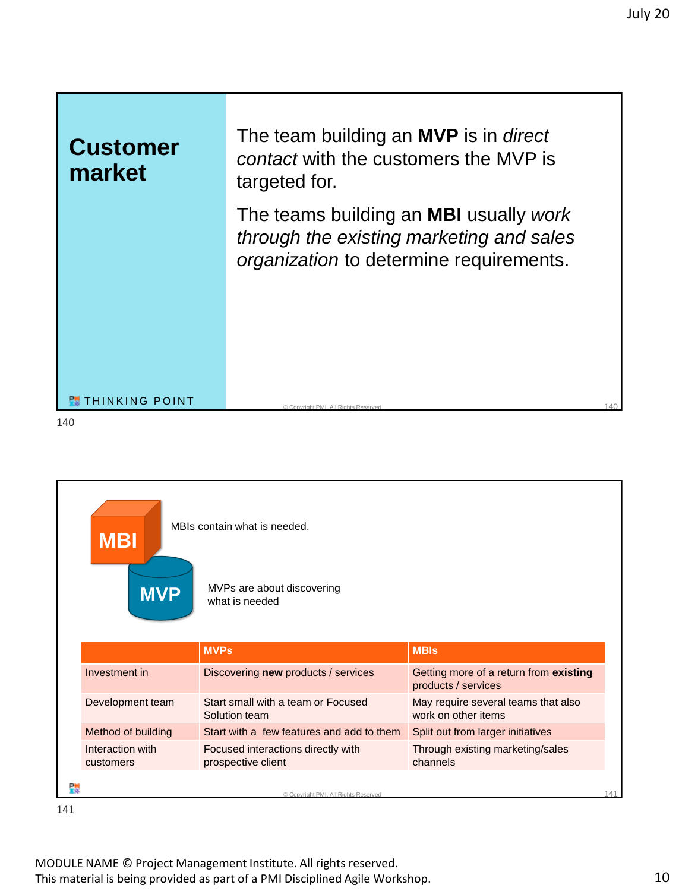## Customer market

The team building an **MVP** is in *direct contact* with the customers the MVP is targeted for.

The teams building an **MBI** usually *work through the existing marketing and sales organization* to determine requirements.

THINKING POINT

© Copyright PMI. All Rights Reserved

---

**MBI** — MBIs contain what is needed.

**MVP** — MVPs are about discovering what is needed

| | MVPs | MBIs |
|---|---|---|
| Investment in | Discovering **new** products / services | Getting more of a return from **existing** products / services |
| Development team | Start small with a team or Focused Solution team | May require several teams that also work on other items |
| Method of building | Start with a few features and add to them | Split out from larger initiatives |
| Interaction with customers | Focused interactions directly with prospective client | Through existing marketing/sales channels |

© Copyright PMI. All Rights Reserved

MODULE NAME © Project Management Institute. All rights reserved.
This material is being provided as part of a PMI Disciplined Agile Workshop.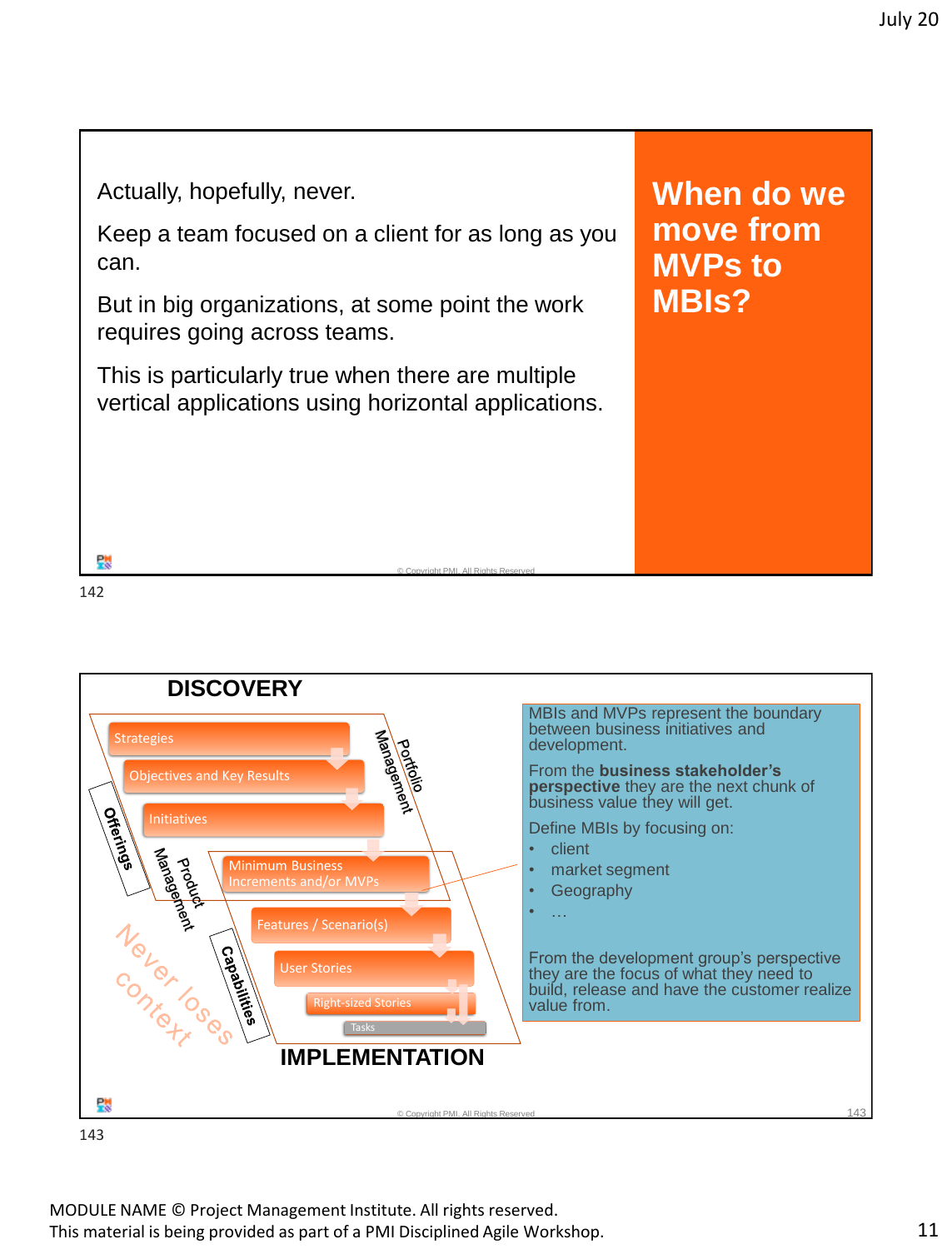## When do we move from MVPs to MBIs?

Actually, hopefully, never.

Keep a team focused on a client for as long as you can.

But in big organizations, at some point the work requires going across teams.

This is particularly true when there are multiple vertical applications using horizontal applications.

© Copyright PMI. All Rights Reserved

142

**DISCOVERY**

- Strategies
- Objectives and Key Results
- Initiatives
- Minimum Business Increments and/or MVPs
- Features / Scenario(s)
- User Stories
- Right-sized Stories
- Tasks

**IMPLEMENTATION**

Portfolio Management

Product Management

Offerings

Capabilities

Never loses context

MBIs and MVPs represent the boundary between business initiatives and development.

From the **business stakeholder's perspective** they are the next chunk of business value they will get.

Define MBIs by focusing on:

- client
- market segment
- Geography
- …

From the development group's perspective they are the focus of what they need to build, release and have the customer realize value from.

© Copyright PMI. All Rights Reserved

143

MODULE NAME © Project Management Institute. All rights reserved.
This material is being provided as part of a PMI Disciplined Agile Workshop.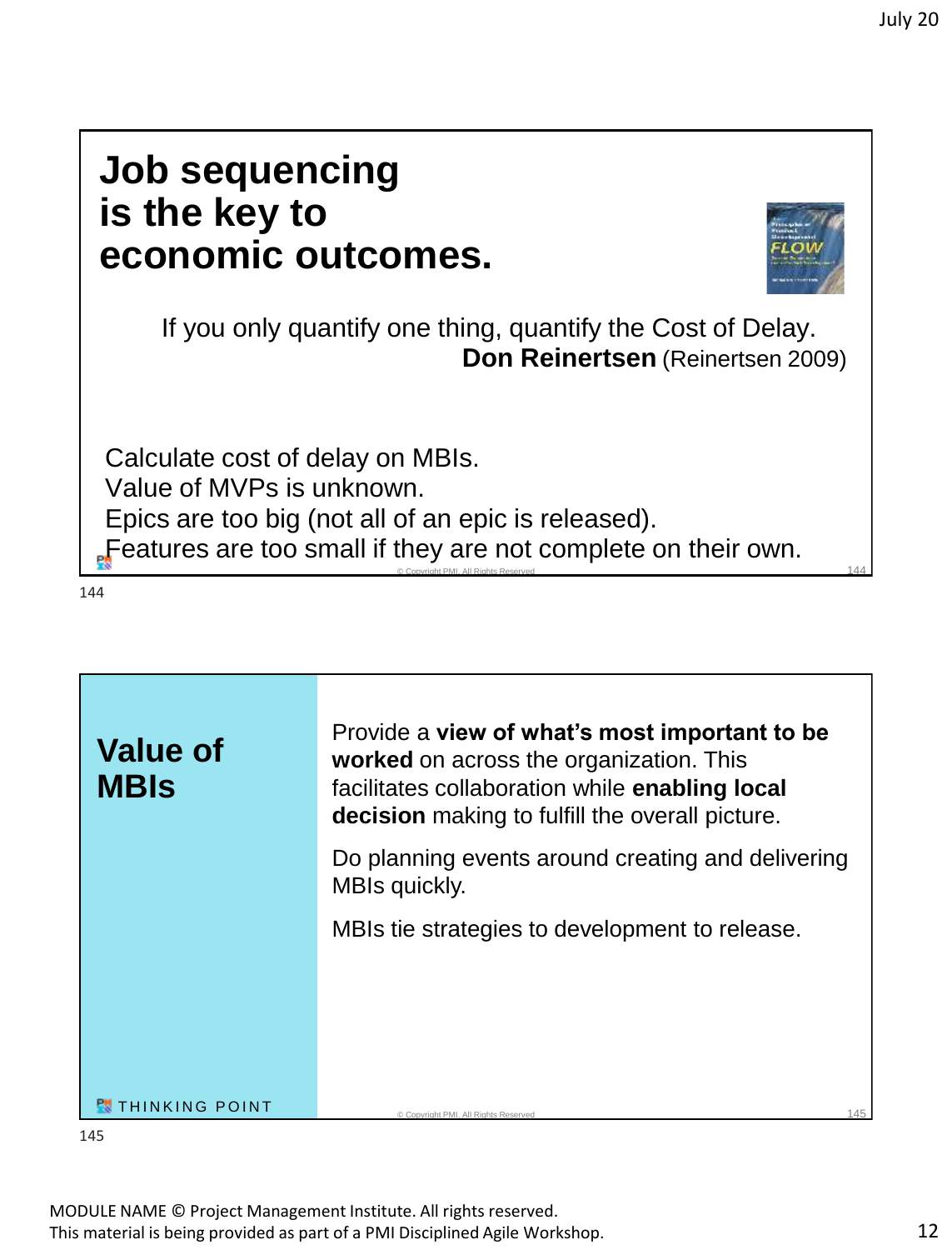# Job sequencing is the key to economic outcomes.

If you only quantify one thing, quantify the Cost of Delay.
**Don Reinertsen** (Reinertsen 2009)

Calculate cost of delay on MBIs.
Value of MVPs is unknown.
Epics are too big (not all of an epic is released).
Features are too small if they are not complete on their own.

© Copyright PMI. All Rights Reserved

144

## Value of MBIs

Provide a **view of what's most important to be worked** on across the organization. This facilitates collaboration while **enabling local decision** making to fulfill the overall picture.

Do planning events around creating and delivering MBIs quickly.

MBIs tie strategies to development to release.

THINKING POINT

© Copyright PMI. All Rights Reserved

145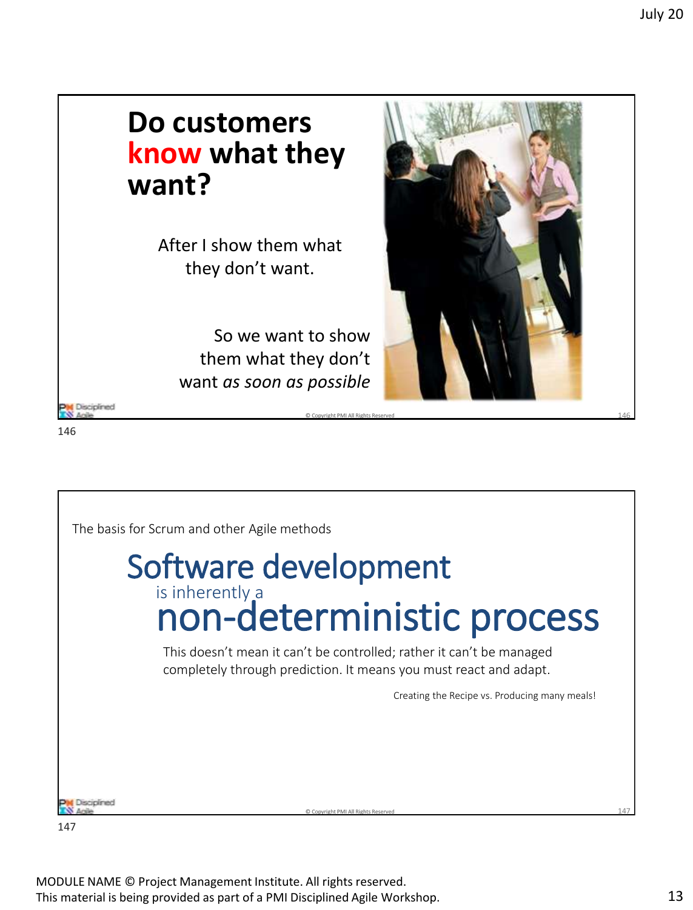## Do customers know what they want?

After I show them what they don't want.

So we want to show them what they don't want *as soon as possible*

---

The basis for Scrum and other Agile methods

## Software development is inherently a non-deterministic process

This doesn't mean it can't be controlled; rather it can't be managed completely through prediction. It means you must react and adapt.

Creating the Recipe vs. Producing many meals!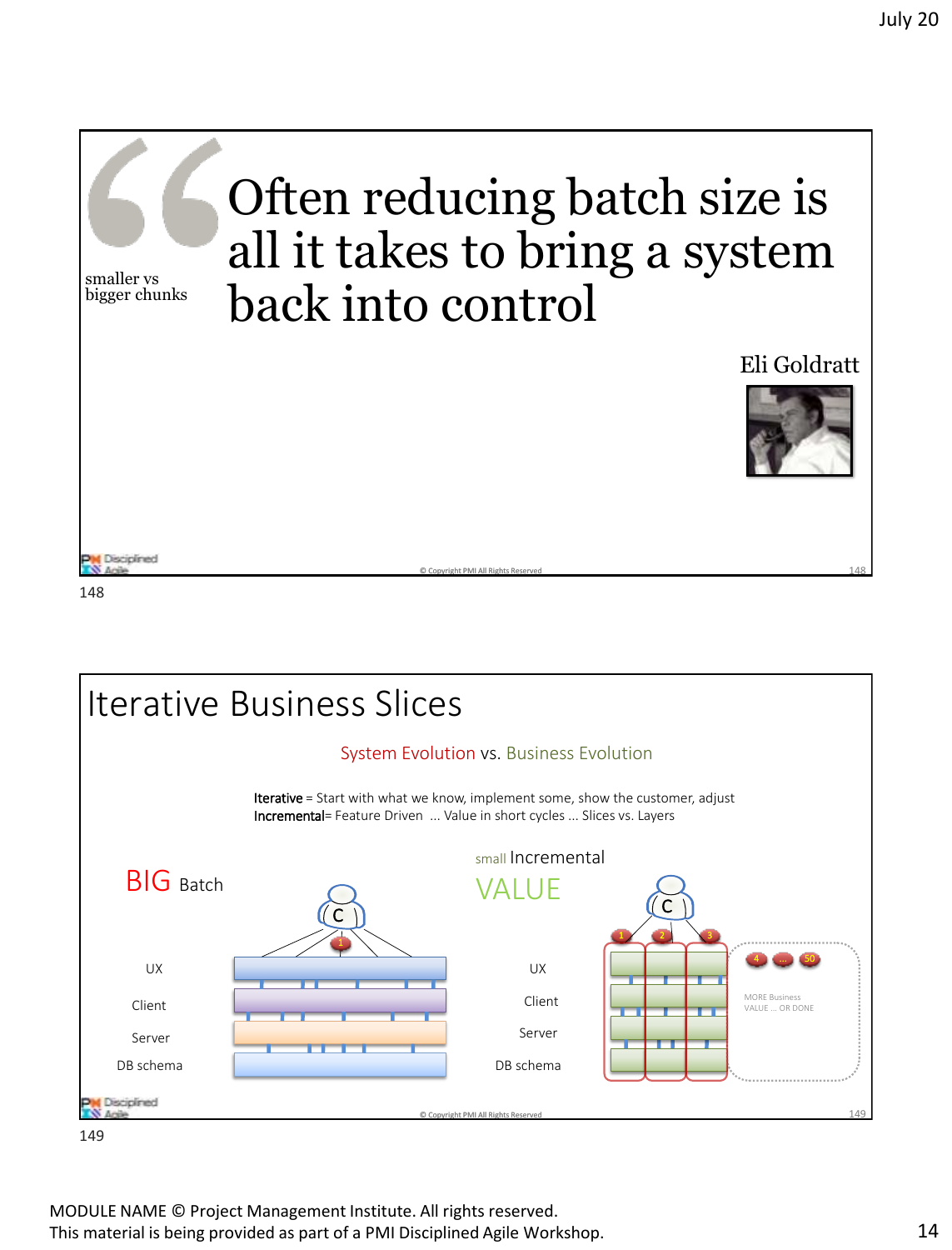smaller vs
bigger chunks

# Often reducing batch size is all it takes to bring a system back into control

Eli Goldratt

© Copyright PMI All Rights Reserved

148

## Iterative Business Slices

System Evolution vs. Business Evolution

**Iterative** = Start with what we know, implement some, show the customer, adjust
**Incremental**= Feature Driven ... Value in short cycles ... Slices vs. Layers

BIG Batch

small Incremental
VALUE

UX
Client
Server
DB schema

UX
Client
Server
DB schema

MORE Business VALUE ... OR DONE

© Copyright PMI All Rights Reserved

149

MODULE NAME © Project Management Institute. All rights reserved.
This material is being provided as part of a PMI Disciplined Agile Workshop.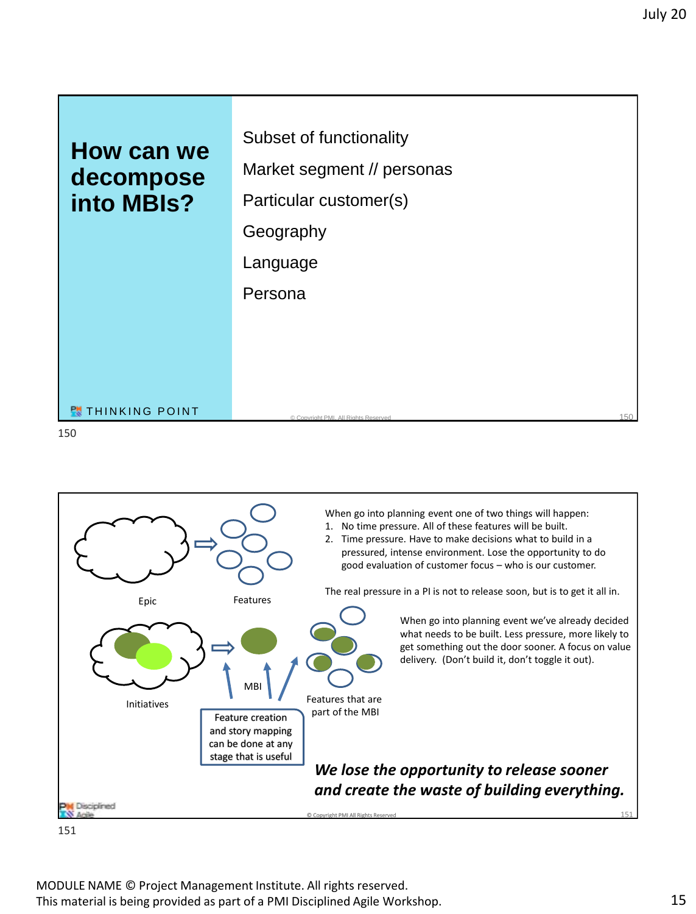## How can we decompose into MBIs?

Subset of functionality

Market segment // personas

Particular customer(s)

Geography

Language

Persona

THINKING POINT

© Copyright PMI. All Rights Reserved

150

---

Epic

Features

Initiatives

MBI

Features that are part of the MBI

Feature creation and story mapping can be done at any stage that is useful

When go into planning event one of two things will happen:

1. No time pressure. All of these features will be built.
2. Time pressure. Have to make decisions what to build in a pressured, intense environment. Lose the opportunity to do good evaluation of customer focus – who is our customer.

The real pressure in a PI is not to release soon, but is to get it all in.

When go into planning event we've already decided what needs to be built. Less pressure, more likely to get something out the door sooner. A focus on value delivery. (Don't build it, don't toggle it out).

***We lose the opportunity to release sooner and create the waste of building everything.***

© Copyright PMI All Rights Reserved

151

MODULE NAME © Project Management Institute. All rights reserved.
This material is being provided as part of a PMI Disciplined Agile Workshop.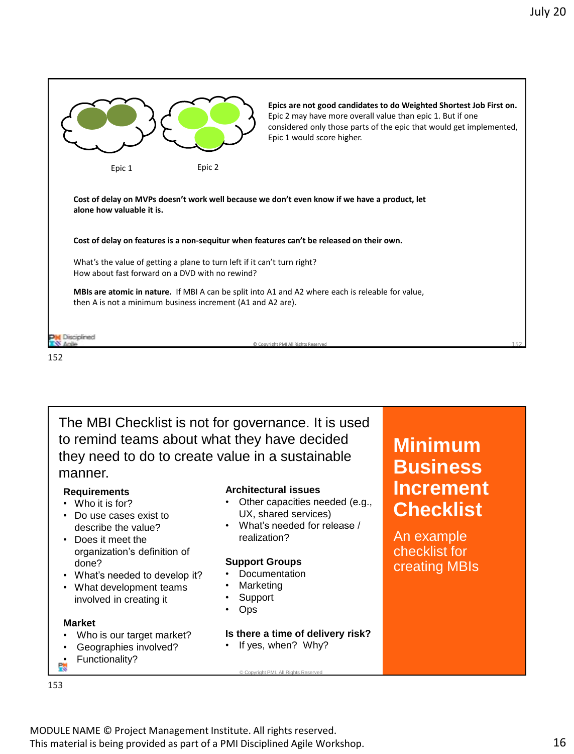Epic 1

Epic 2

**Epics are not good candidates to do Weighted Shortest Job First on.** Epic 2 may have more overall value than epic 1. But if one considered only those parts of the epic that would get implemented, Epic 1 would score higher.

**Cost of delay on MVPs doesn't work well because we don't even know if we have a product, let alone how valuable it is.**

**Cost of delay on features is a non-sequitur when features can't be released on their own.**

What's the value of getting a plane to turn left if it can't turn right?
How about fast forward on a DVD with no rewind?

**MBIs are atomic in nature.** If MBI A can be split into A1 and A2 where each is releable for value, then A is not a minimum business increment (A1 and A2 are).

152

## Minimum Business Increment Checklist

An example checklist for creating MBIs

The MBI Checklist is not for governance. It is used to remind teams about what they have decided they need to do to create value in a sustainable manner.

**Requirements**

- Who it is for?
- Do use cases exist to describe the value?
- Does it meet the organization's definition of done?
- What's needed to develop it?
- What development teams involved in creating it

**Market**

- Who is our target market?
- Geographies involved?
- Functionality?

**Architectural issues**

- Other capacities needed (e.g., UX, shared services)
- What's needed for release / realization?

**Support Groups**

- Documentation
- Marketing
- Support
- Ops

**Is there a time of delivery risk?**

- If yes, when? Why?

153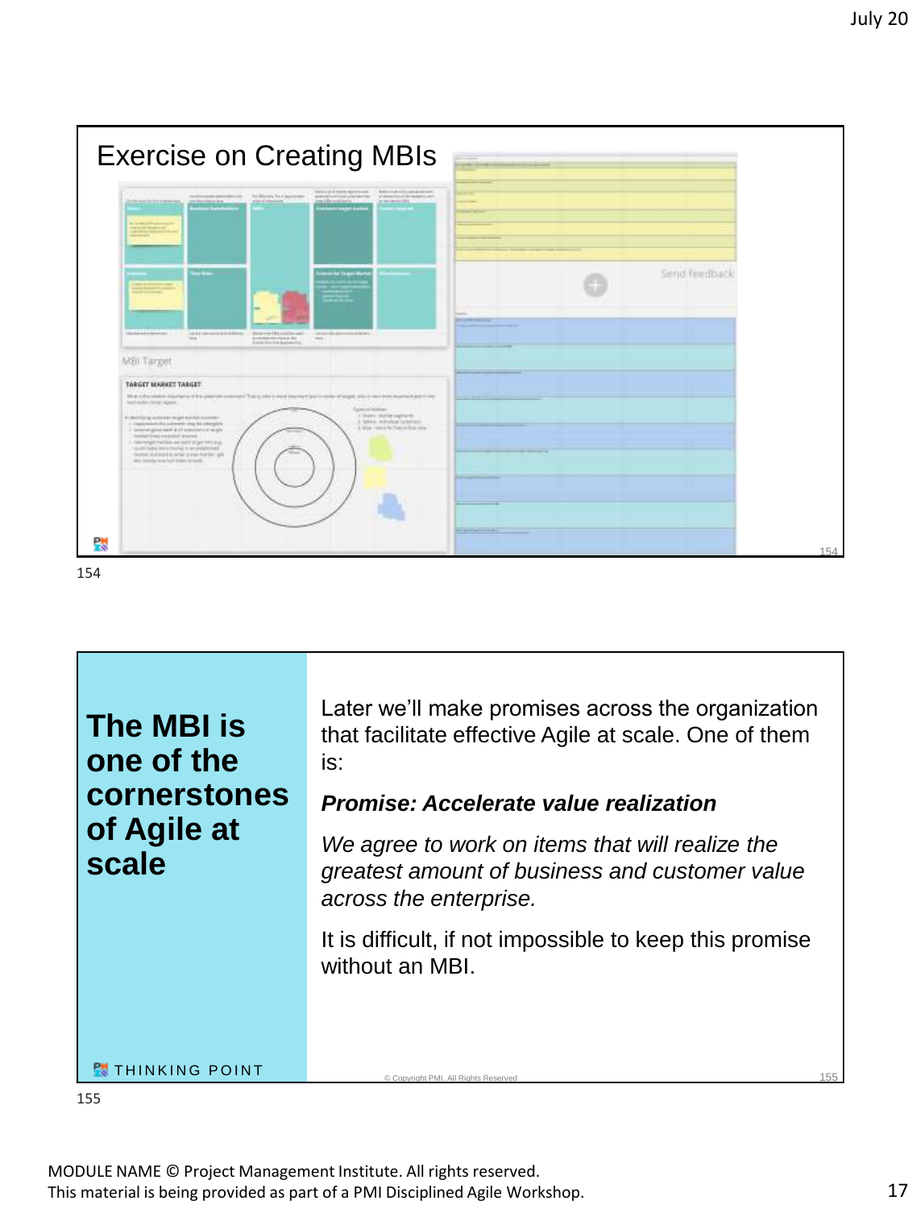## Exercise on Creating MBIs

154

## The MBI is one of the cornerstones of Agile at scale

Later we'll make promises across the organization that facilitate effective Agile at scale. One of them is:

***Promise: Accelerate value realization***

*We agree to work on items that will realize the greatest amount of business and customer value across the enterprise.*

It is difficult, if not impossible to keep this promise without an MBI.

THINKING POINT

155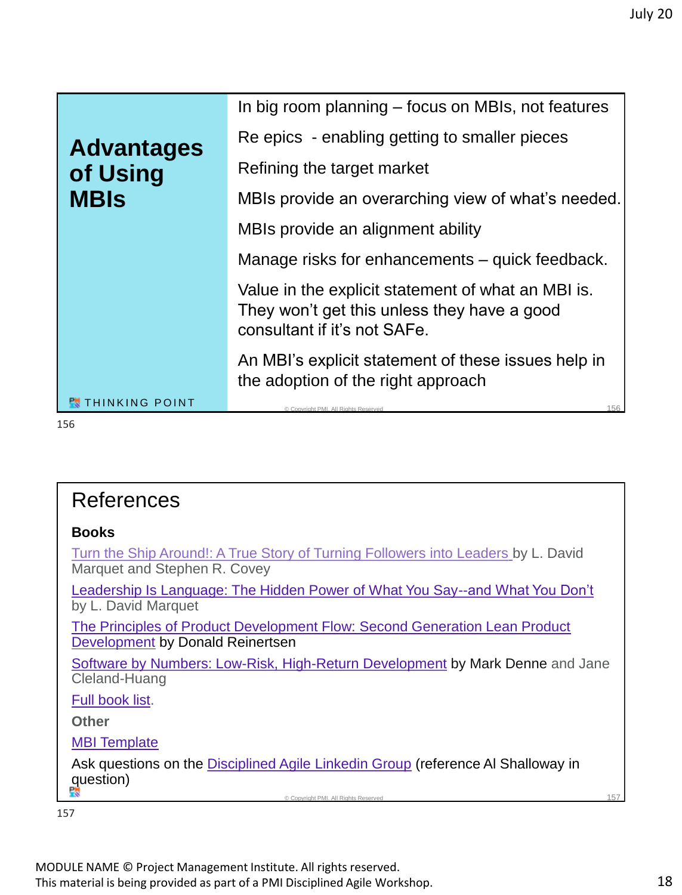## Advantages of Using MBIs

In big room planning – focus on MBIs, not features

Re epics - enabling getting to smaller pieces

Refining the target market

MBIs provide an overarching view of what's needed.

MBIs provide an alignment ability

Manage risks for enhancements – quick feedback.

Value in the explicit statement of what an MBI is. They won't get this unless they have a good consultant if it's not SAFe.

An MBI's explicit statement of these issues help in the adoption of the right approach

THINKING POINT

© Copyright PMI. All Rights Reserved

## References

**Books**

Turn the Ship Around!: A True Story of Turning Followers into Leaders by L. David Marquet and Stephen R. Covey

Leadership Is Language: The Hidden Power of What You Say--and What You Don't by L. David Marquet

The Principles of Product Development Flow: Second Generation Lean Product Development by Donald Reinertsen

Software by Numbers: Low-Risk, High-Return Development by Mark Denne and Jane Cleland-Huang

Full book list.

**Other**

MBI Template

Ask questions on the Disciplined Agile Linkedin Group (reference Al Shalloway in question)

© Copyright PMI. All Rights Reserved

MODULE NAME © Project Management Institute. All rights reserved.
This material is being provided as part of a PMI Disciplined Agile Workshop.